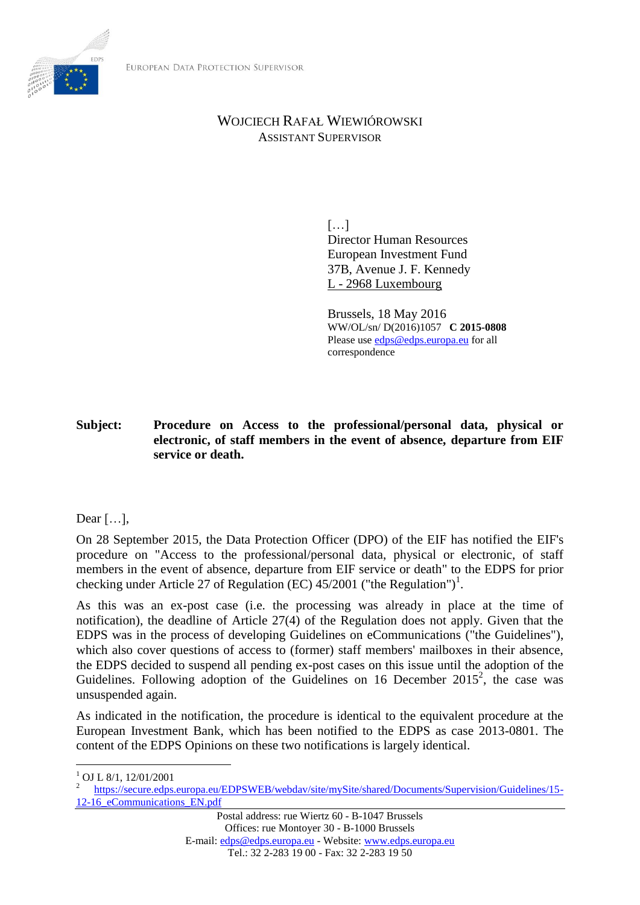EUROPEAN DATA PROTECTION SUPERVISOR

WOJCIECH RAFAŁ WIEWIÓROWSKI
ASSISTANT SUPERVISOR

[…]
Director Human Resources
European Investment Fund
37B, Avenue J. F. Kennedy
L - 2968 Luxembourg

Brussels, 18 May 2016
WW/OL/sn/ D(2016)1057 **C 2015-0808**
Please use edps@edps.europa.eu for all correspondence

**Subject: Procedure on Access to the professional/personal data, physical or electronic, of staff members in the event of absence, departure from EIF service or death.**

Dear […],

On 28 September 2015, the Data Protection Officer (DPO) of the EIF has notified the EIF's procedure on "Access to the professional/personal data, physical or electronic, of staff members in the event of absence, departure from EIF service or death" to the EDPS for prior checking under Article 27 of Regulation (EC) 45/2001 ("the Regulation")[1].

As this was an ex-post case (i.e. the processing was already in place at the time of notification), the deadline of Article 27(4) of the Regulation does not apply. Given that the EDPS was in the process of developing Guidelines on eCommunications ("the Guidelines"), which also cover questions of access to (former) staff members' mailboxes in their absence, the EDPS decided to suspend all pending ex-post cases on this issue until the adoption of the Guidelines. Following adoption of the Guidelines on 16 December 2015[2], the case was unsuspended again.

As indicated in the notification, the procedure is identical to the equivalent procedure at the European Investment Bank, which has been notified to the EDPS as case 2013-0801. The content of the EDPS Opinions on these two notifications is largely identical.

[1] OJ L 8/1, 12/01/2001

[2] https://secure.edps.europa.eu/EDPSWEB/webdav/site/mySite/shared/Documents/Supervision/Guidelines/15-12-16_eCommunications_EN.pdf

Postal address: rue Wiertz 60 - B-1047 Brussels
Offices: rue Montoyer 30 - B-1000 Brussels
E-mail: edps@edps.europa.eu - Website: www.edps.europa.eu
Tel.: 32 2-283 19 00 - Fax: 32 2-283 19 50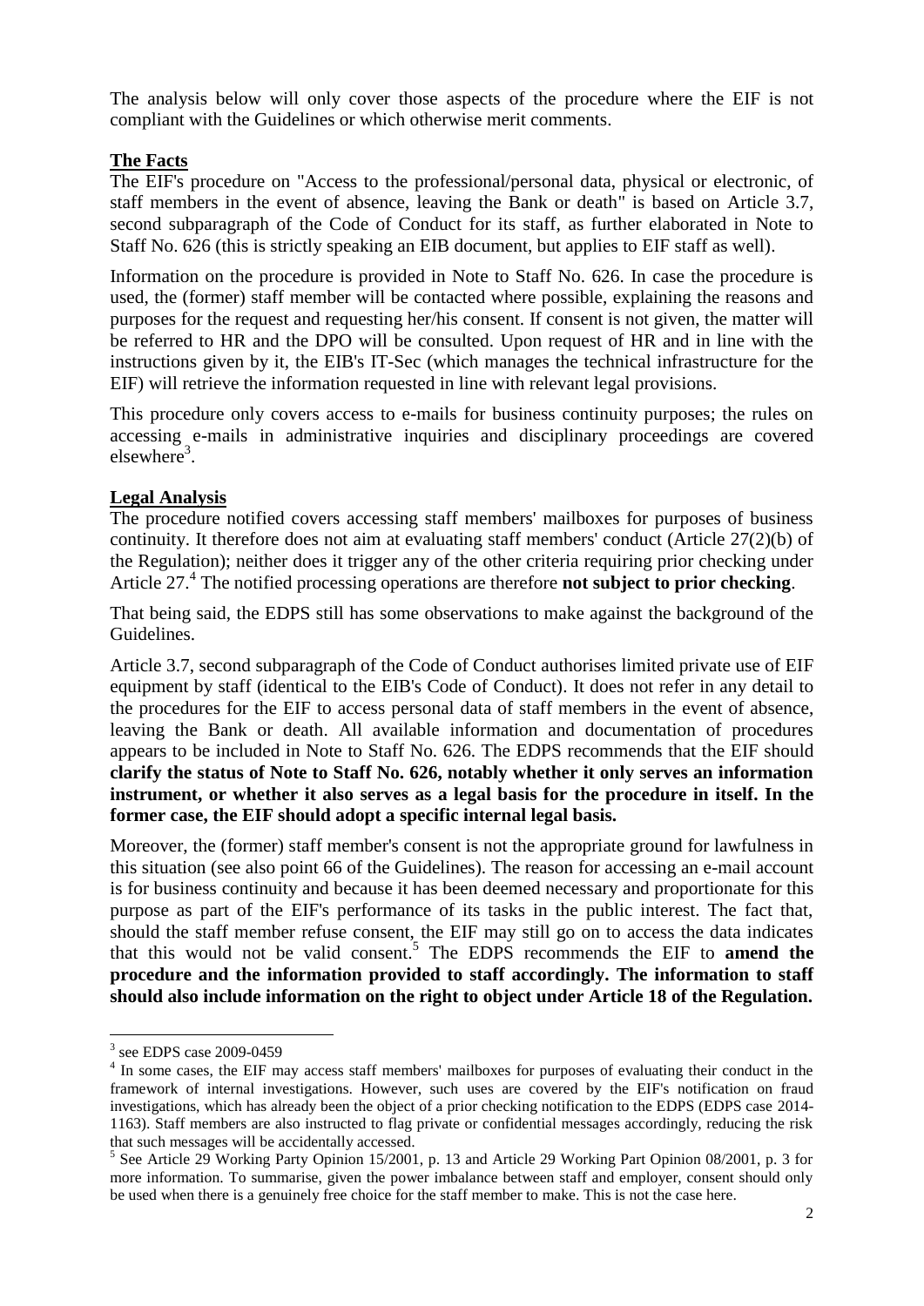The analysis below will only cover those aspects of the procedure where the EIF is not compliant with the Guidelines or which otherwise merit comments.

## The Facts

The EIF's procedure on "Access to the professional/personal data, physical or electronic, of staff members in the event of absence, leaving the Bank or death" is based on Article 3.7, second subparagraph of the Code of Conduct for its staff, as further elaborated in Note to Staff No. 626 (this is strictly speaking an EIB document, but applies to EIF staff as well).

Information on the procedure is provided in Note to Staff No. 626. In case the procedure is used, the (former) staff member will be contacted where possible, explaining the reasons and purposes for the request and requesting her/his consent. If consent is not given, the matter will be referred to HR and the DPO will be consulted. Upon request of HR and in line with the instructions given by it, the EIB's IT-Sec (which manages the technical infrastructure for the EIF) will retrieve the information requested in line with relevant legal provisions.

This procedure only covers access to e-mails for business continuity purposes; the rules on accessing e-mails in administrative inquiries and disciplinary proceedings are covered elsewhere[3].

## Legal Analysis

The procedure notified covers accessing staff members' mailboxes for purposes of business continuity. It therefore does not aim at evaluating staff members' conduct (Article 27(2)(b) of the Regulation); neither does it trigger any of the other criteria requiring prior checking under Article 27.[4] The notified processing operations are therefore **not subject to prior checking**.

That being said, the EDPS still has some observations to make against the background of the Guidelines.

Article 3.7, second subparagraph of the Code of Conduct authorises limited private use of EIF equipment by staff (identical to the EIB's Code of Conduct). It does not refer in any detail to the procedures for the EIF to access personal data of staff members in the event of absence, leaving the Bank or death. All available information and documentation of procedures appears to be included in Note to Staff No. 626. The EDPS recommends that the EIF should **clarify the status of Note to Staff No. 626, notably whether it only serves an information instrument, or whether it also serves as a legal basis for the procedure in itself. In the former case, the EIF should adopt a specific internal legal basis.**

Moreover, the (former) staff member's consent is not the appropriate ground for lawfulness in this situation (see also point 66 of the Guidelines). The reason for accessing an e-mail account is for business continuity and because it has been deemed necessary and proportionate for this purpose as part of the EIF's performance of its tasks in the public interest. The fact that, should the staff member refuse consent, the EIF may still go on to access the data indicates that this would not be valid consent.[5] The EDPS recommends the EIF to **amend the procedure and the information provided to staff accordingly. The information to staff should also include information on the right to object under Article 18 of the Regulation.**

---

[3] see EDPS case 2009-0459

[4] In some cases, the EIF may access staff members' mailboxes for purposes of evaluating their conduct in the framework of internal investigations. However, such uses are covered by the EIF's notification on fraud investigations, which has already been the object of a prior checking notification to the EDPS (EDPS case 2014-1163). Staff members are also instructed to flag private or confidential messages accordingly, reducing the risk that such messages will be accidentally accessed.

[5] See Article 29 Working Party Opinion 15/2001, p. 13 and Article 29 Working Part Opinion 08/2001, p. 3 for more information. To summarise, given the power imbalance between staff and employer, consent should only be used when there is a genuinely free choice for the staff member to make. This is not the case here.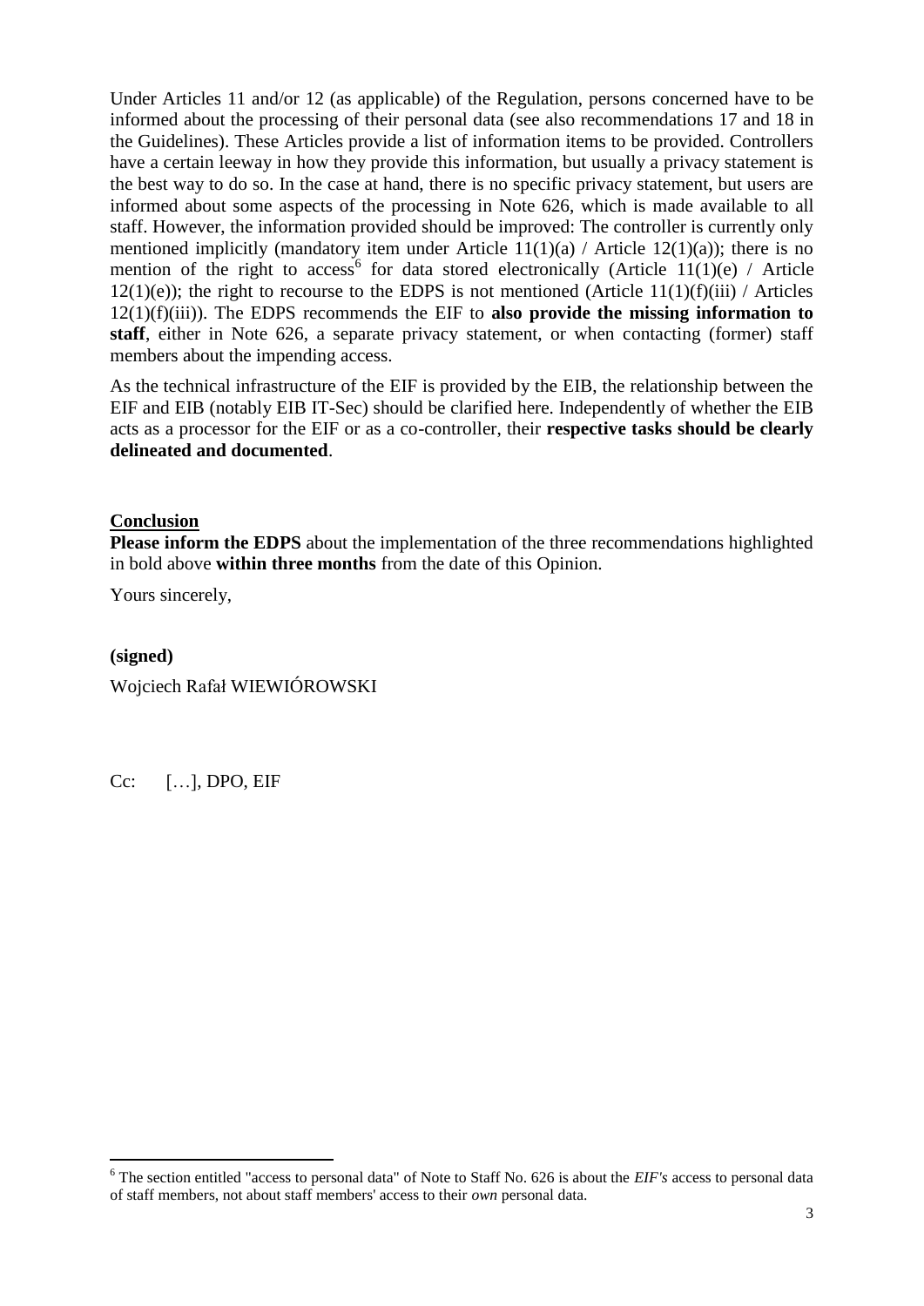Under Articles 11 and/or 12 (as applicable) of the Regulation, persons concerned have to be informed about the processing of their personal data (see also recommendations 17 and 18 in the Guidelines). These Articles provide a list of information items to be provided. Controllers have a certain leeway in how they provide this information, but usually a privacy statement is the best way to do so. In the case at hand, there is no specific privacy statement, but users are informed about some aspects of the processing in Note 626, which is made available to all staff. However, the information provided should be improved: The controller is currently only mentioned implicitly (mandatory item under Article 11(1)(a) / Article 12(1)(a)); there is no mention of the right to access[6] for data stored electronically (Article 11(1)(e) / Article 12(1)(e)); the right to recourse to the EDPS is not mentioned (Article 11(1)(f)(iii) / Articles 12(1)(f)(iii)). The EDPS recommends the EIF to **also provide the missing information to staff**, either in Note 626, a separate privacy statement, or when contacting (former) staff members about the impending access.

As the technical infrastructure of the EIF is provided by the EIB, the relationship between the EIF and EIB (notably EIB IT-Sec) should be clarified here. Independently of whether the EIB acts as a processor for the EIF or as a co-controller, their **respective tasks should be clearly delineated and documented**.

**Conclusion**

**Please inform the EDPS** about the implementation of the three recommendations highlighted in bold above **within three months** from the date of this Opinion.

Yours sincerely,

**(signed)**

Wojciech Rafał WIEWIÓROWSKI

Cc: […], DPO, EIF

[6] The section entitled "access to personal data" of Note to Staff No. 626 is about the *EIF's* access to personal data of staff members, not about staff members' access to their *own* personal data.